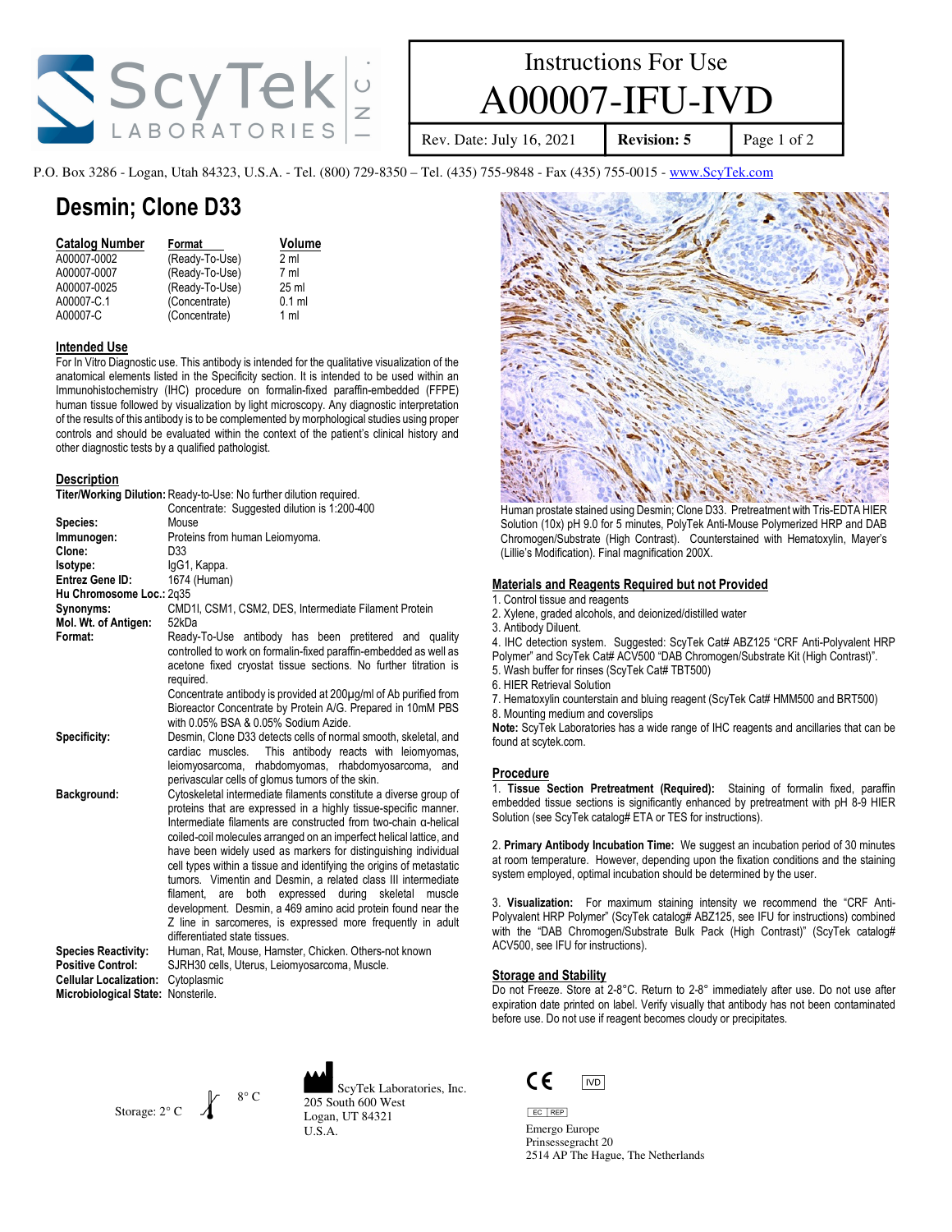# Instructions For Use

# A00007-IFU-IVD

Rev. Date: July 16, 2021 | **Revision: 5**

P.O. Box 3286 - Logan, Utah 84323, U.S.A. - Tel. (800) 729-8350 – Tel. (435) 755-9848 - Fax (435) 755-0015 - www.ScyTek.com

## Desmin; Clone D33

| Catalog Number | Format | Volume |
|---|---|---|
| A00007-0002 | (Ready-To-Use) | 2 ml |
| A00007-0007 | (Ready-To-Use) | 7 ml |
| A00007-0025 | (Ready-To-Use) | 25 ml |
| A00007-C.1 | (Concentrate) | 0.1 ml |
| A00007-C | (Concentrate) | 1 ml |

### Intended Use

For In Vitro Diagnostic use. This antibody is intended for the qualitative visualization of the anatomical elements listed in the Specificity section. It is intended to be used within an Immunohistochemistry (IHC) procedure on formalin-fixed paraffin-embedded (FFPE) human tissue followed by visualization by light microscopy. Any diagnostic interpretation of the results of this antibody is to be complemented by morphological studies using proper controls and should be evaluated within the context of the patient's clinical history and other diagnostic tests by a qualified pathologist.

### Description

**Titer/Working Dilution:** Ready-to-Use: No further dilution required.
Concentrate: Suggested dilution is 1:200-400

**Species:** Mouse

**Immunogen:** Proteins from human Leiomyoma.

**Clone:** D33

**Isotype:** IgG1, Kappa.

**Entrez Gene ID:** 1674 (Human)

**Hu Chromosome Loc.:** 2q35

**Synonyms:** CMD1I, CSM1, CSM2, DES, Intermediate Filament Protein

**Mol. Wt. of Antigen:** 52kDa

**Format:** Ready-To-Use antibody has been pretitered and quality controlled to work on formalin-fixed paraffin-embedded as well as acetone fixed cryostat tissue sections. No further titration is required.
Concentrate antibody is provided at 200µg/ml of Ab purified from Bioreactor Concentrate by Protein A/G. Prepared in 10mM PBS with 0.05% BSA & 0.05% Sodium Azide.

**Specificity:** Desmin, Clone D33 detects cells of normal smooth, skeletal, and cardiac muscles. This antibody reacts with leiomyomas, leiomyosarcoma, rhabdomyoma, rhabdomyosarcoma, and perivascular cells of glomus tumors of the skin.

**Background:** Cytoskeletal intermediate filaments constitute a diverse group of proteins that are expressed in a highly tissue-specific manner. Intermediate filaments are constructed from two-chain α-helical coiled-coil molecules arranged on an imperfect helical lattice, and have been widely used as markers for distinguishing individual cell types within a tissue and identifying the origins of metastatic tumors. Vimentin and Desmin, a related class III intermediate filament, are both expressed during skeletal muscle development. Desmin, a 469 amino acid protein found near the Z line in sarcomeres, is expressed more frequently in adult differentiated state tissues.

**Species Reactivity:** Human, Rat, Mouse, Hamster, Chicken. Others-not known

**Positive Control:** SJRH30 cells, Uterus, Leiomyosarcoma, Muscle.

**Cellular Localization:** Cytoplasmic

**Microbiological State:** Nonsterile.

Human prostate stained using Desmin; Clone D33. Pretreatment with Tris-EDTA HIER Solution (10x) pH 9.0 for 5 minutes, PolyTek Anti-Mouse Polymerized HRP and DAB Chromogen/Substrate (High Contrast). Counterstained with Hematoxylin, Mayer's (Lillie's Modification). Final magnification 200X.

### Materials and Reagents Required but not Provided

1. Control tissue and reagents
2. Xylene, graded alcohols, and deionized/distilled water
3. Antibody Diluent.
4. IHC detection system. Suggested: ScyTek Cat# ABZ125 "CRF Anti-Polyvalent HRP Polymer" and ScyTek Cat# ACV500 "DAB Chromogen/Substrate Kit (High Contrast)".
5. Wash buffer for rinses (ScyTek Cat# TBT500)
6. HIER Retrieval Solution
7. Hematoxylin counterstain and bluing reagent (ScyTek Cat# HMM500 and BRT500)
8. Mounting medium and coverslips

**Note:** ScyTek Laboratories has a wide range of IHC reagents and ancillaries that can be found at scytek.com.

### Procedure

1. **Tissue Section Pretreatment (Required):** Staining of formalin fixed, paraffin embedded tissue sections is significantly enhanced by pretreatment with pH 8-9 HIER Solution (see ScyTek catalog# ETA or TES for instructions).

2. **Primary Antibody Incubation Time:** We suggest an incubation period of 30 minutes at room temperature. However, depending upon the fixation conditions and the staining system employed, optimal incubation should be determined by the user.

3. **Visualization:** For maximum staining intensity we recommend the "CRF Anti-Polyvalent HRP Polymer" (ScyTek catalog# ABZ125, see IFU for instructions) combined with the "DAB Chromogen/Substrate Bulk Pack (High Contrast)" (ScyTek catalog# ACV500, see IFU for instructions).

### Storage and Stability

Do not Freeze. Store at 2-8°C. Return to 2-8° immediately after use. Do not use after expiration date printed on label. Verify visually that antibody has not been contaminated before use. Do not use if reagent becomes cloudy or precipitates.

Storage: 2° C – 8° C

ScyTek Laboratories, Inc.
205 South 600 West
Logan, UT 84321
U.S.A.

CE IVD

EC REP
Emergo Europe
Prinsessegracht 20
2514 AP The Hague, The Netherlands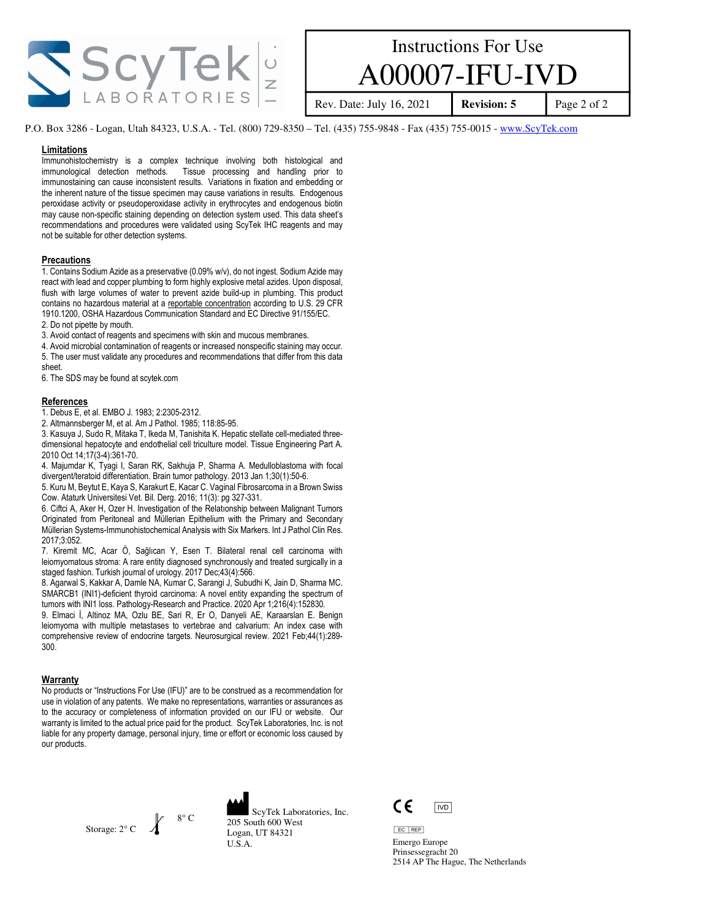## Limitations

Immunohistochemistry is a complex technique involving both histological and immunological detection methods. Tissue processing and handling prior to immunostaining can cause inconsistent results. Variations in fixation and embedding or the inherent nature of the tissue specimen may cause variations in results. Endogenous peroxidase activity or pseudoperoxidase activity in erythrocytes and endogenous biotin may cause non-specific staining depending on detection system used. This data sheet's recommendations and procedures were validated using ScyTek IHC reagents and may not be suitable for other detection systems.

## Precautions

1. Contains Sodium Azide as a preservative (0.09% w/v), do not ingest. Sodium Azide may react with lead and copper plumbing to form highly explosive metal azides. Upon disposal, flush with large volumes of water to prevent azide build-up in plumbing. This product contains no hazardous material at a reportable concentration according to U.S. 29 CFR 1910.1200, OSHA Hazardous Communication Standard and EC Directive 91/155/EC.
2. Do not pipette by mouth.
3. Avoid contact of reagents and specimens with skin and mucous membranes.
4. Avoid microbial contamination of reagents or increased nonspecific staining may occur.
5. The user must validate any procedures and recommendations that differ from this data sheet.
6. The SDS may be found at scytek.com

## References

1. Debus E, et al. EMBO J. 1983; 2:2305-2312.
2. Altmannsberger M, et al. Am J Pathol. 1985; 118:85-95.
3. Kasuya J, Sudo R, Mitaka T, Ikeda M, Tanishita K. Hepatic stellate cell-mediated three-dimensional hepatocyte and endothelial cell triculture model. Tissue Engineering Part A. 2010 Oct 14;17(3-4):361-70.
4. Majumdar K, Tyagi I, Saran RK, Sakhuja P, Sharma A. Medulloblastoma with focal divergent/teratoid differentiation. Brain tumor pathology. 2013 Jan 1;30(1):50-6.
5. Kuru M, Beytut E, Kaya S, Karakurt E, Kacar C. Vaginal Fibrosarcoma in a Brown Swiss Cow. Ataturk Universitesi Vet. Bil. Derg. 2016; 11(3): pg 327-331.
6. Ciftci A, Aker H, Ozer H. Investigation of the Relatıonship between Malignant Tumors Originated from Peritoneal and Müllerian Epithelium with the Primary and Secondary Müllerian Systems-Immunohistochemical Analysis with Six Markers. Int J Pathol Clin Res. 2017;3:052.
7. Kiremit MC, Acar Ö, Sağlıcan Y, Esen T. Bilateral renal cell carcinoma with leiomyomatous stroma: A rare entity diagnosed synchronously and treated surgically in a staged fashion. Turkish journal of urology. 2017 Dec;43(4):566.
8. Agarwal S, Kakkar A, Damle NA, Kumar C, Sarangi J, Subudhi K, Jain D, Sharma MC. SMARCB1 (INI1)-deficient thyroid carcinoma: A novel entity expanding the spectrum of tumors with INI1 loss. Pathology-Research and Practice. 2020 Apr 1;216(4):152830.
9. Elmaci İ, Altinoz MA, Ozlu BE, Sari R, Er O, Danyeli AE, Karaarslan E. Benign leiomyoma with multiple metastases to vertebrae and calvarium: An index case with comprehensive review of endocrine targets. Neurosurgical review. 2021 Feb;44(1):289-300.

## Warranty

No products or "Instructions For Use (IFU)" are to be construed as a recommendation for use in violation of any patents. We make no representations, warranties or assurances as to the accuracy or completeness of information provided on our IFU or website. Our warranty is limited to the actual price paid for the product. ScyTek Laboratories, Inc. is not liable for any property damage, personal injury, time or effort or economic loss caused by our products.

Storage: 2° C – 8° C

ScyTek Laboratories, Inc.
205 South 600 West
Logan, UT 84321
U.S.A.

CE IVD

EC REP
Emergo Europe
Prinsessegracht 20
2514 AP The Hague, The Netherlands